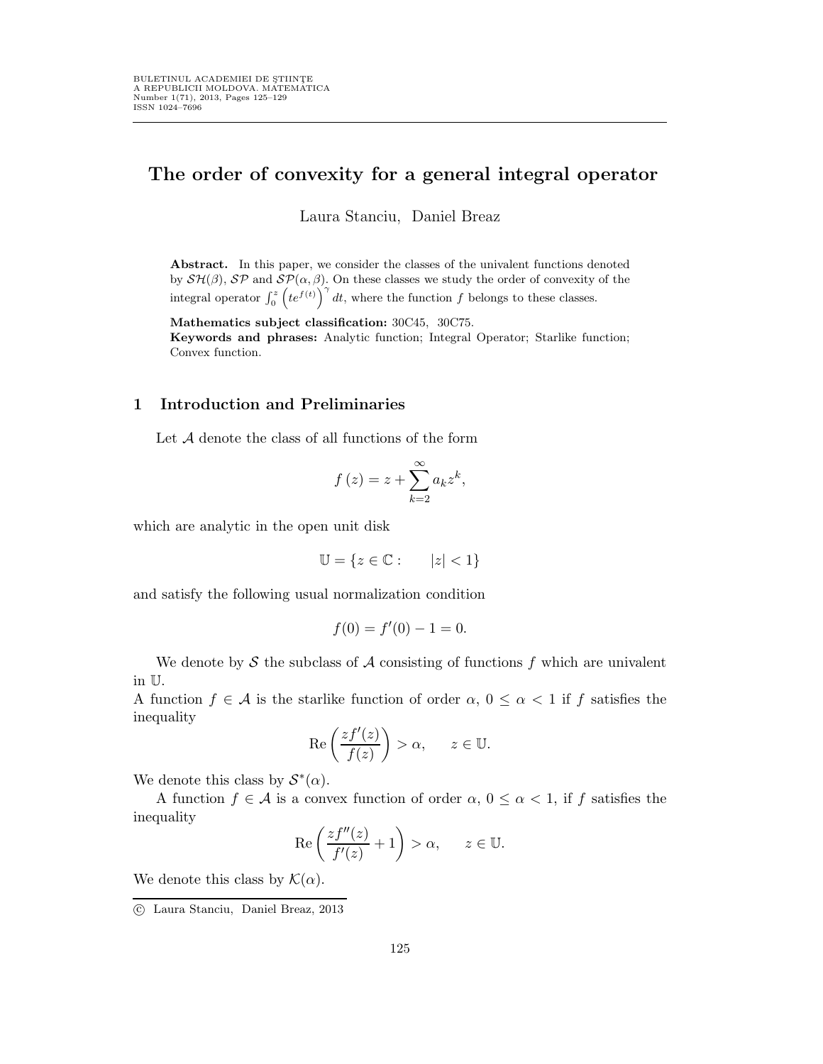# The order of convexity for a general integral operator

Laura Stanciu, Daniel Breaz

**Abstract.** In this paper, we consider the classes of the univalent functions denoted by $\mathcal{SH}(\beta)$, $\mathcal{SP}$ and $\mathcal{SP}(\alpha,\beta)$. On these classes we study the order of convexity of the integral operator $\int_0^z \left(te^{f(t)}\right)^\gamma dt$, where the function $f$ belongs to these classes.

**Mathematics subject classification:** 30C45, 30C75.

**Keywords and phrases:** Analytic function; Integral Operator; Starlike function; Convex function.

## 1 Introduction and Preliminaries

Let $\mathcal{A}$ denote the class of all functions of the form

$$f(z) = z + \sum_{k=2}^{\infty} a_k z^k,$$

which are analytic in the open unit disk

$$\mathbb{U} = \{z \in \mathbb{C} : \quad |z| < 1\}$$

and satisfy the following usual normalization condition

$$f(0) = f'(0) - 1 = 0.$$

We denote by $\mathcal{S}$ the subclass of $\mathcal{A}$ consisting of functions $f$ which are univalent in $\mathbb{U}$.

A function $f \in \mathcal{A}$ is the starlike function of order $\alpha$, $0 \leq \alpha < 1$ if $f$ satisfies the inequality

$$\mathrm{Re}\left(\frac{zf'(z)}{f(z)}\right) > \alpha, \qquad z \in \mathbb{U}.$$

We denote this class by $\mathcal{S}^*(\alpha)$.

A function $f \in \mathcal{A}$ is a convex function of order $\alpha$, $0 \leq \alpha < 1$, if $f$ satisfies the inequality

$$\mathrm{Re}\left(\frac{zf''(z)}{f'(z)} + 1\right) > \alpha, \qquad z \in \mathbb{U}.$$

We denote this class by $\mathcal{K}(\alpha)$.

© Laura Stanciu, Daniel Breaz, 2013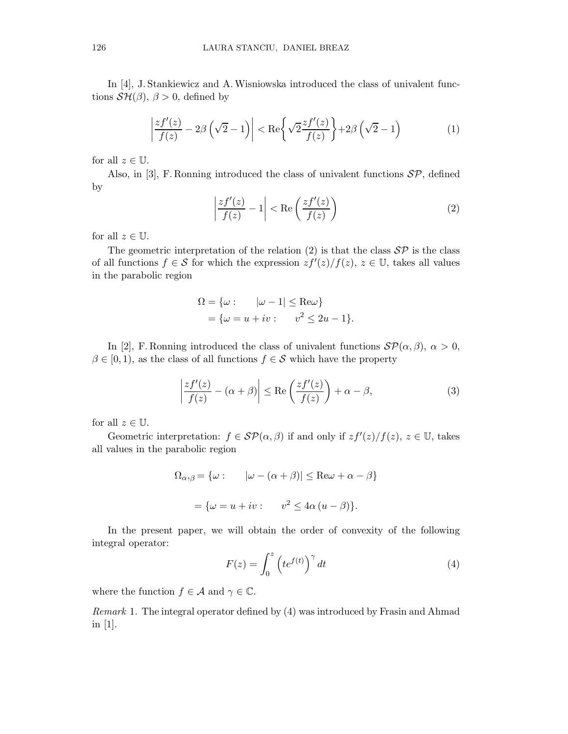In [4], J. Stankiewicz and A. Wisniowska introduced the class of univalent functions $\mathcal{SH}(\beta)$, $\beta > 0$, defined by

$$\left| \frac{zf'(z)}{f(z)} - 2\beta\left(\sqrt{2}-1\right) \right| < \mathrm{Re}\left\{ \sqrt{2}\frac{zf'(z)}{f(z)} \right\} + 2\beta\left(\sqrt{2}-1\right) \tag{1}$$

for all $z \in \mathbb{U}$.

Also, in [3], F. Ronning introduced the class of univalent functions $\mathcal{SP}$, defined by

$$\left| \frac{zf'(z)}{f(z)} - 1 \right| < \mathrm{Re}\left( \frac{zf'(z)}{f(z)} \right) \tag{2}$$

for all $z \in \mathbb{U}$.

The geometric interpretation of the relation (2) is that the class $\mathcal{SP}$ is the class of all functions $f \in \mathcal{S}$ for which the expression $zf'(z)/f(z)$, $z \in \mathbb{U}$, takes all values in the parabolic region

$$\begin{aligned} \Omega &= \{\omega : \quad |\omega - 1| \leq \mathrm{Re}\omega\} \\ &= \{\omega = u + iv : \quad v^2 \leq 2u - 1\}. \end{aligned}$$

In [2], F. Ronning introduced the class of univalent functions $\mathcal{SP}(\alpha, \beta)$, $\alpha > 0$, $\beta \in [0, 1)$, as the class of all functions $f \in \mathcal{S}$ which have the property

$$\left| \frac{zf'(z)}{f(z)} - (\alpha + \beta) \right| \leq \mathrm{Re}\left( \frac{zf'(z)}{f(z)} \right) + \alpha - \beta, \tag{3}$$

for all $z \in \mathbb{U}$.

Geometric interpretation: $f \in \mathcal{SP}(\alpha, \beta)$ if and only if $zf'(z)/f(z)$, $z \in \mathbb{U}$, takes all values in the parabolic region

$$\begin{aligned} \Omega_{\alpha,\beta} &= \{\omega : \quad |\omega - (\alpha + \beta)| \leq \mathrm{Re}\omega + \alpha - \beta\} \\ &= \{\omega = u + iv : \quad v^2 \leq 4\alpha\,(u - \beta)\}. \end{aligned}$$

In the present paper, we will obtain the order of convexity of the following integral operator:

$$F(z) = \int_0^z \left(te^{f(t)}\right)^{\gamma} dt \tag{4}$$

where the function $f \in \mathcal{A}$ and $\gamma \in \mathbb{C}$.

*Remark* 1. The integral operator defined by (4) was introduced by Frasin and Ahmad in [1].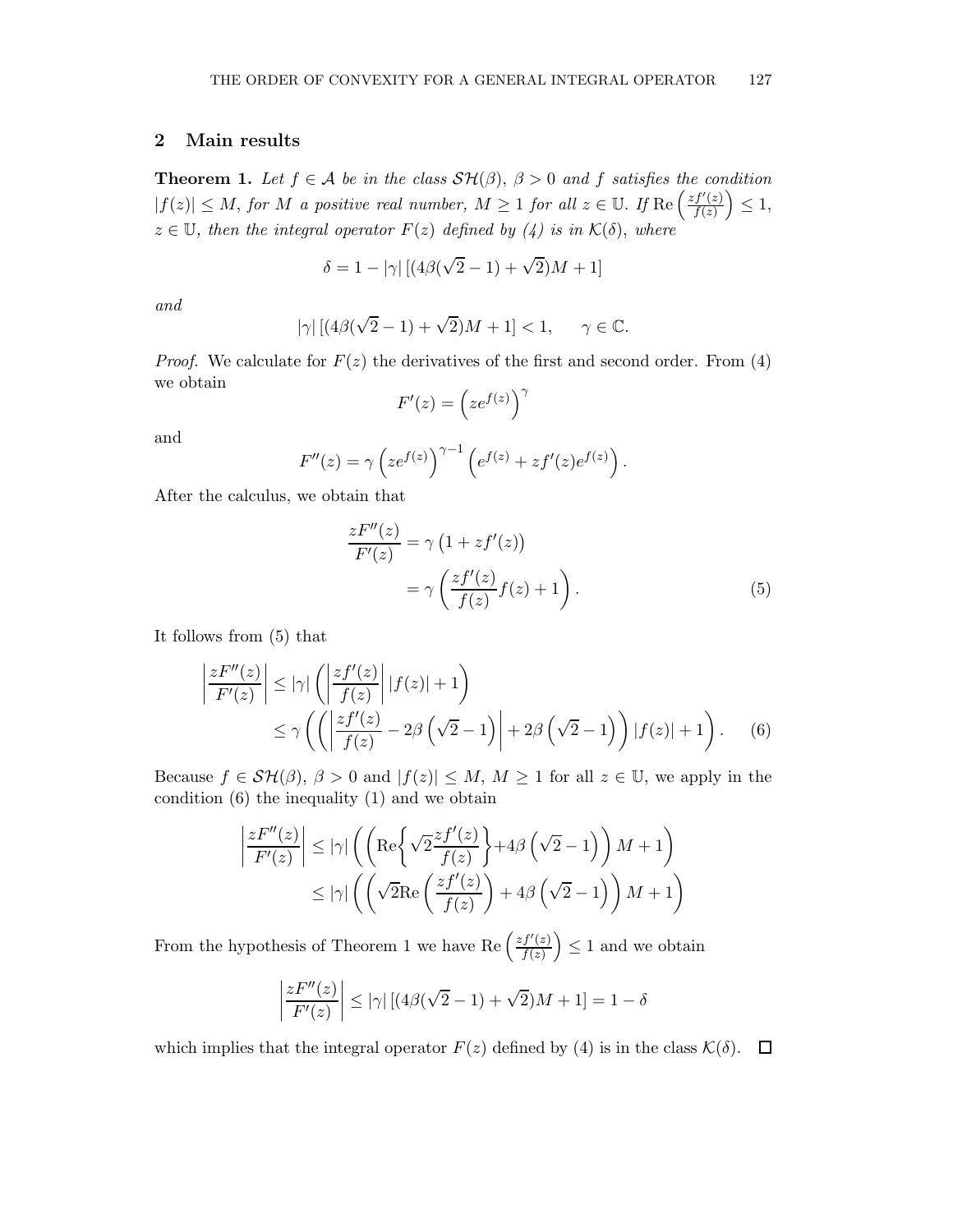## 2 Main results

**Theorem 1.** *Let $f \in \mathcal{A}$ be in the class $\mathcal{SH}(\beta)$, $\beta > 0$ and $f$ satisfies the condition $|f(z)| \leq M$, for $M$ a positive real number, $M \geq 1$ for all $z \in \mathbb{U}$. If $\operatorname{Re}\left(\frac{zf'(z)}{f(z)}\right) \leq 1$, $z \in \mathbb{U}$, then the integral operator $F(z)$ defined by (4) is in $\mathcal{K}(\delta)$, where*

$$\delta = 1 - |\gamma| \left[(4\beta(\sqrt{2}-1) + \sqrt{2})M + 1\right]$$

*and*

$$|\gamma| \left[(4\beta(\sqrt{2}-1) + \sqrt{2})M + 1\right] < 1, \qquad \gamma \in \mathbb{C}.$$

*Proof.* We calculate for $F(z)$ the derivatives of the first and second order. From (4) we obtain

$$F'(z) = \left(ze^{f(z)}\right)^{\gamma}$$

and

$$F''(z) = \gamma \left(ze^{f(z)}\right)^{\gamma-1} \left(e^{f(z)} + zf'(z)e^{f(z)}\right).$$

After the calculus, we obtain that

$$\begin{aligned} \frac{zF''(z)}{F'(z)} &= \gamma\left(1 + zf'(z)\right) \\ &= \gamma\left(\frac{zf'(z)}{f(z)}f(z) + 1\right). \end{aligned} \tag{5}$$

It follows from (5) that

$$\begin{aligned} \left|\frac{zF''(z)}{F'(z)}\right| &\leq |\gamma| \left(\left|\frac{zf'(z)}{f(z)}\right| |f(z)| + 1\right) \\ &\leq \gamma \left(\left(\left|\frac{zf'(z)}{f(z)} - 2\beta\left(\sqrt{2}-1\right)\right| + 2\beta\left(\sqrt{2}-1\right)\right)|f(z)| + 1\right). \end{aligned} \tag{6}$$

Because $f \in \mathcal{SH}(\beta)$, $\beta > 0$ and $|f(z)| \leq M$, $M \geq 1$ for all $z \in \mathbb{U}$, we apply in the condition (6) the inequality (1) and we obtain

$$\begin{aligned} \left|\frac{zF''(z)}{F'(z)}\right| &\leq |\gamma| \left(\left(\operatorname{Re}\left\{\sqrt{2}\frac{zf'(z)}{f(z)}\right\} + 4\beta\left(\sqrt{2}-1\right)\right)M + 1\right) \\ &\leq |\gamma| \left(\left(\sqrt{2}\operatorname{Re}\left(\frac{zf'(z)}{f(z)}\right) + 4\beta\left(\sqrt{2}-1\right)\right)M + 1\right) \end{aligned}$$

From the hypothesis of Theorem 1 we have $\operatorname{Re}\left(\frac{zf'(z)}{f(z)}\right) \leq 1$ and we obtain

$$\left|\frac{zF''(z)}{F'(z)}\right| \leq |\gamma| \left[(4\beta(\sqrt{2}-1) + \sqrt{2})M + 1\right] = 1 - \delta$$

which implies that the integral operator $F(z)$ defined by (4) is in the class $\mathcal{K}(\delta)$. $\square$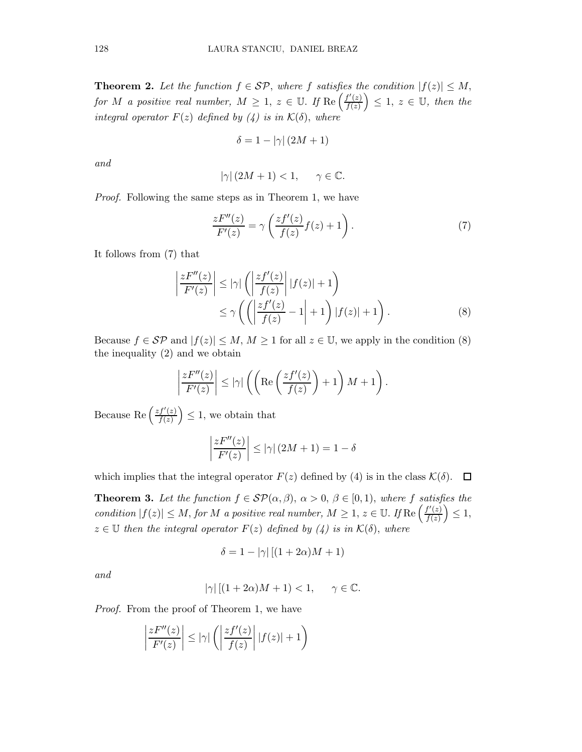**Theorem 2.** *Let the function $f \in \mathcal{SP}$, where $f$ satisfies the condition $|f(z)| \leq M$, for $M$ a positive real number, $M \geq 1$, $z \in \mathbb{U}$. If $\operatorname{Re}\left(\frac{f'(z)}{f(z)}\right) \leq 1$, $z \in \mathbb{U}$, then the integral operator $F(z)$ defined by (4) is in $\mathcal{K}(\delta)$, where*

$$\delta = 1 - |\gamma|\,(2M+1)$$

*and*

$$|\gamma|\,(2M+1) < 1, \qquad \gamma \in \mathbb{C}.$$

*Proof.* Following the same steps as in Theorem 1, we have

$$\frac{zF''(z)}{F'(z)} = \gamma\left(\frac{zf'(z)}{f(z)}f(z) + 1\right). \tag{7}$$

It follows from (7) that

$$\begin{aligned}\left|\frac{zF''(z)}{F'(z)}\right| &\leq |\gamma|\left(\left|\frac{zf'(z)}{f(z)}\right||f(z)| + 1\right)\\ &\leq \gamma\left(\left(\left|\frac{zf'(z)}{f(z)} - 1\right| + 1\right)|f(z)| + 1\right).\end{aligned} \tag{8}$$

Because $f \in \mathcal{SP}$ and $|f(z)| \leq M$, $M \geq 1$ for all $z \in \mathbb{U}$, we apply in the condition (8) the inequality (2) and we obtain

$$\left|\frac{zF''(z)}{F'(z)}\right| \leq |\gamma|\left(\left(\operatorname{Re}\left(\frac{zf'(z)}{f(z)}\right) + 1\right)M + 1\right).$$

Because $\operatorname{Re}\left(\frac{zf'(z)}{f(z)}\right) \leq 1$, we obtain that

$$\left|\frac{zF''(z)}{F'(z)}\right| \leq |\gamma|\,(2M+1) = 1 - \delta$$

which implies that the integral operator $F(z)$ defined by (4) is in the class $\mathcal{K}(\delta)$. $\square$

**Theorem 3.** *Let the function $f \in \mathcal{SP}(\alpha,\beta)$, $\alpha > 0$, $\beta \in [0,1)$, where $f$ satisfies the condition $|f(z)| \leq M$, for $M$ a positive real number, $M \geq 1$, $z \in \mathbb{U}$. If $\operatorname{Re}\left(\frac{f'(z)}{f(z)}\right) \leq 1$, $z \in \mathbb{U}$ then the integral operator $F(z)$ defined by (4) is in $\mathcal{K}(\delta)$, where*

$$\delta = 1 - |\gamma|\,[(1+2\alpha)M + 1)$$

*and*

$$|\gamma|\,[(1+2\alpha)M + 1) < 1, \qquad \gamma \in \mathbb{C}.$$

*Proof.* From the proof of Theorem 1, we have

$$\left|\frac{zF''(z)}{F'(z)}\right| \leq |\gamma|\left(\left|\frac{zf'(z)}{f(z)}\right||f(z)| + 1\right)$$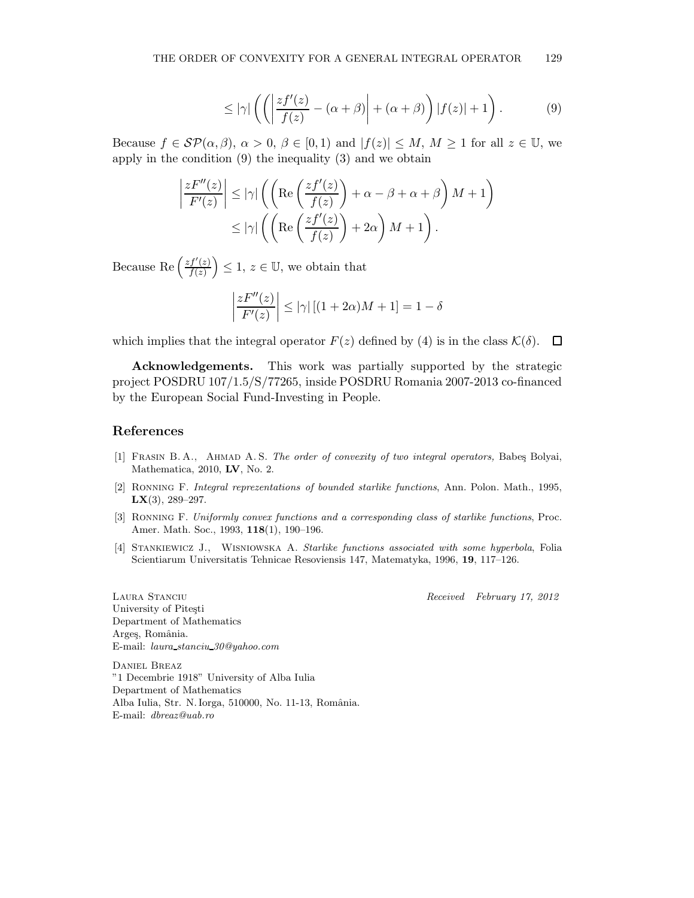$$\leq |\gamma| \left( \left( \left| \frac{zf'(z)}{f(z)} - (\alpha+\beta) \right| + (\alpha+\beta) \right) |f(z)| + 1 \right). \tag{9}$$

Because $f \in \mathcal{SP}(\alpha, \beta)$, $\alpha > 0$, $\beta \in [0,1)$ and $|f(z)| \leq M$, $M \geq 1$ for all $z \in \mathbb{U}$, we apply in the condition (9) the inequality (3) and we obtain

$$\begin{aligned}
\left| \frac{zF''(z)}{F'(z)} \right| &\leq |\gamma| \left( \left( \operatorname{Re}\left( \frac{zf'(z)}{f(z)} \right) + \alpha - \beta + \alpha + \beta \right) M + 1 \right) \\
&\leq |\gamma| \left( \left( \operatorname{Re}\left( \frac{zf'(z)}{f(z)} \right) + 2\alpha \right) M + 1 \right).
\end{aligned}$$

Because $\operatorname{Re}\left(\frac{zf'(z)}{f(z)}\right) \leq 1$, $z \in \mathbb{U}$, we obtain that

$$\left| \frac{zF''(z)}{F'(z)} \right| \leq |\gamma| \left[ (1+2\alpha)M + 1 \right] = 1 - \delta$$

which implies that the integral operator $F(z)$ defined by (4) is in the class $\mathcal{K}(\delta)$. $\square$

**Acknowledgements.** This work was partially supported by the strategic project POSDRU 107/1.5/S/77265, inside POSDRU Romania 2007-2013 co-financed by the European Social Fund-Investing in People.

## References

[1] Frasin B. A., Ahmad A. S. *The order of convexity of two integral operators,* Babeş Bolyai, Mathematica, 2010, **LV**, No. 2.

[2] Ronning F. *Integral reprezentations of bounded starlike functions*, Ann. Polon. Math., 1995, **LX**(3), 289–297.

[3] Ronning F. *Uniformly convex functions and a corresponding class of starlike functions*, Proc. Amer. Math. Soc., 1993, **118**(1), 190–196.

[4] Stankiewicz J., Wisniowska A. *Starlike functions associated with some hyperbola*, Folia Scientiarum Universitatis Tehnicae Resoviensis 147, Matematyka, 1996, **19**, 117–126.

Laura Stanciu
University of Piteşti
Department of Mathematics
Argeş, România.
E-mail: *laura_stanciu_30@yahoo.com*

*Received February 17, 2012*

Daniel Breaz
"1 Decembrie 1918" University of Alba Iulia
Department of Mathematics
Alba Iulia, Str. N. Iorga, 510000, No. 11-13, România.
E-mail: *dbreaz@uab.ro*